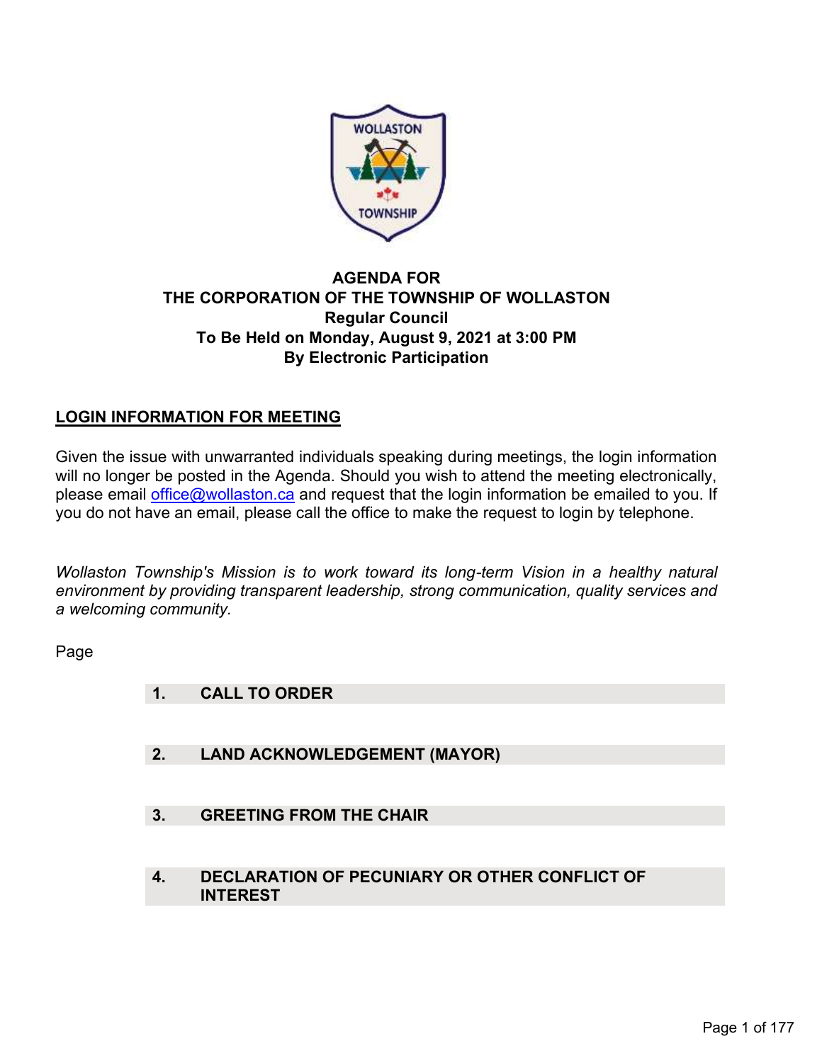# AGENDA FOR
# THE CORPORATION OF THE TOWNSHIP OF WOLLASTON
## Regular Council
## To Be Held on Monday, August 9, 2021 at 3:00 PM
## By Electronic Participation

**LOGIN INFORMATION FOR MEETING**

Given the issue with unwarranted individuals speaking during meetings, the login information will no longer be posted in the Agenda. Should you wish to attend the meeting electronically, please email office@wollaston.ca and request that the login information be emailed to you. If you do not have an email, please call the office to make the request to login by telephone.

*Wollaston Township's Mission is to work toward its long-term Vision in a healthy natural environment by providing transparent leadership, strong communication, quality services and a welcoming community.*

Page

**1. CALL TO ORDER**

**2. LAND ACKNOWLEDGEMENT (MAYOR)**

**3. GREETING FROM THE CHAIR**

**4. DECLARATION OF PECUNIARY OR OTHER CONFLICT OF INTEREST**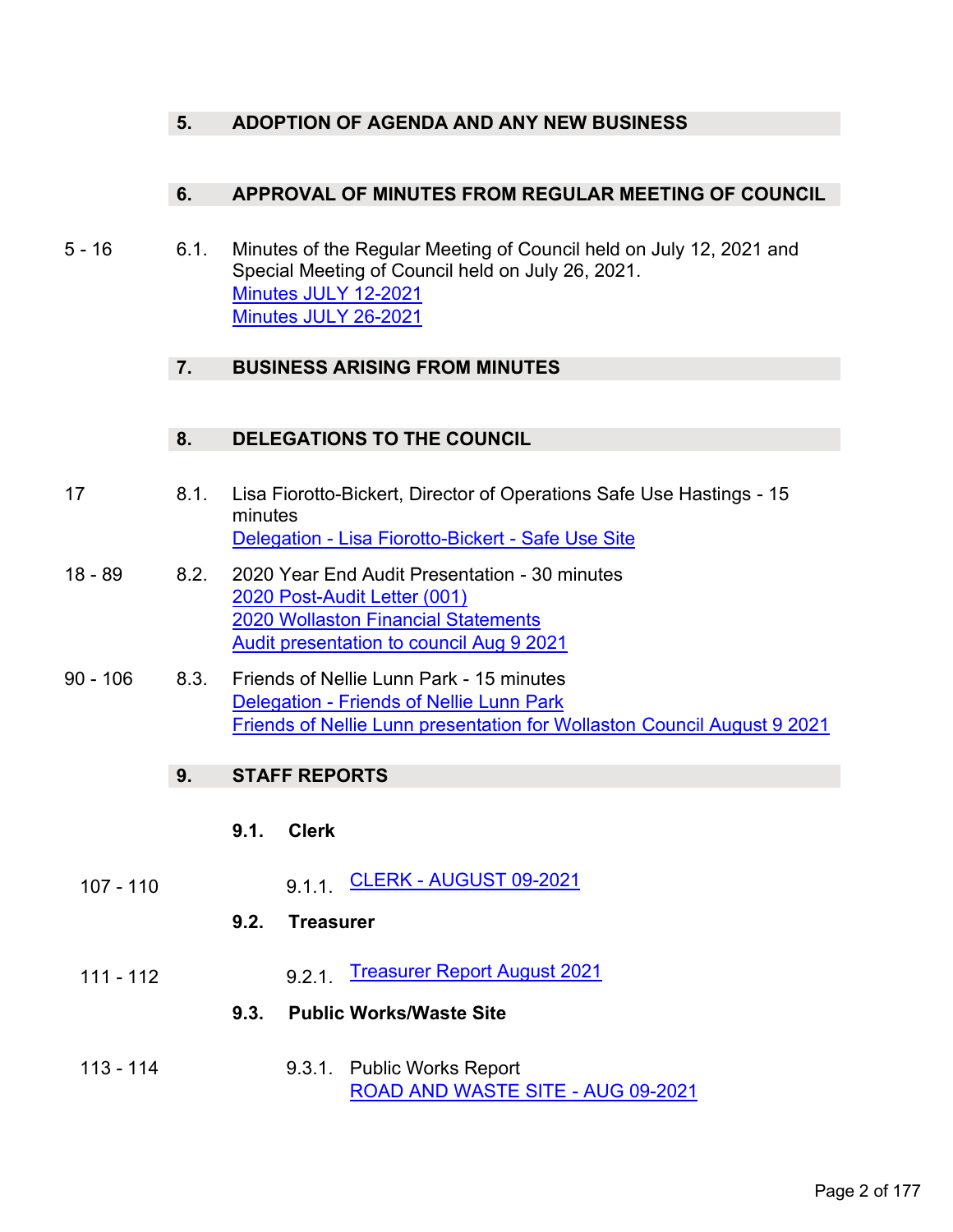## 5. ADOPTION OF AGENDA AND ANY NEW BUSINESS

## 6. APPROVAL OF MINUTES FROM REGULAR MEETING OF COUNCIL

5 - 16 — 6.1. Minutes of the Regular Meeting of Council held on July 12, 2021 and Special Meeting of Council held on July 26, 2021.
Minutes JULY 12-2021
Minutes JULY 26-2021

## 7. BUSINESS ARISING FROM MINUTES

## 8. DELEGATIONS TO THE COUNCIL

17 — 8.1. Lisa Fiorotto-Bickert, Director of Operations Safe Use Hastings - 15 minutes
Delegation - Lisa Fiorotto-Bickert - Safe Use Site

18 - 89 — 8.2. 2020 Year End Audit Presentation - 30 minutes
2020 Post-Audit Letter (001)
2020 Wollaston Financial Statements
Audit presentation to council Aug 9 2021

90 - 106 — 8.3. Friends of Nellie Lunn Park - 15 minutes
Delegation - Friends of Nellie Lunn Park
Friends of Nellie Lunn presentation for Wollaston Council August 9 2021

## 9. STAFF REPORTS

### 9.1. Clerk

107 - 110 — 9.1.1. CLERK - AUGUST 09-2021

### 9.2. Treasurer

111 - 112 — 9.2.1. Treasurer Report August 2021

### 9.3. Public Works/Waste Site

113 - 114 — 9.3.1. Public Works Report
ROAD AND WASTE SITE - AUG 09-2021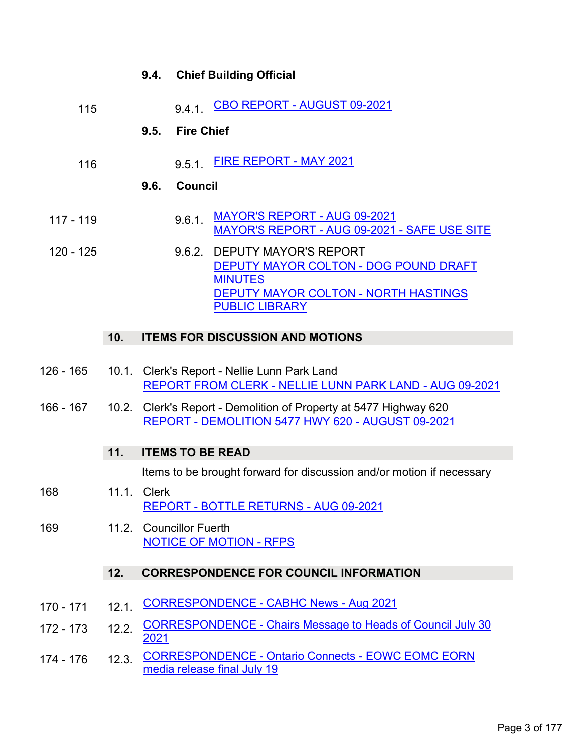### 9.4. Chief Building Official

115 — 9.4.1. CBO REPORT - AUGUST 09-2021

### 9.5. Fire Chief

116 — 9.5.1. FIRE REPORT - MAY 2021

### 9.6. Council

117 - 119 — 9.6.1. MAYOR'S REPORT - AUG 09-2021
MAYOR'S REPORT - AUG 09-2021 - SAFE USE SITE

120 - 125 — 9.6.2. DEPUTY MAYOR'S REPORT
DEPUTY MAYOR COLTON - DOG POUND DRAFT MINUTES
DEPUTY MAYOR COLTON - NORTH HASTINGS PUBLIC LIBRARY

## 10. ITEMS FOR DISCUSSION AND MOTIONS

126 - 165 — 10.1. Clerk's Report - Nellie Lunn Park Land
REPORT FROM CLERK - NELLIE LUNN PARK LAND - AUG 09-2021

166 - 167 — 10.2. Clerk's Report - Demolition of Property at 5477 Highway 620
REPORT - DEMOLITION 5477 HWY 620 - AUGUST 09-2021

## 11. ITEMS TO BE READ

Items to be brought forward for discussion and/or motion if necessary

168 — 11.1. Clerk
REPORT - BOTTLE RETURNS - AUG 09-2021

169 — 11.2. Councillor Fuerth
NOTICE OF MOTION - RFPS

## 12. CORRESPONDENCE FOR COUNCIL INFORMATION

170 - 171 — 12.1. CORRESPONDENCE - CABHC News - Aug 2021

172 - 173 — 12.2. CORRESPONDENCE - Chairs Message to Heads of Council July 30 2021

174 - 176 — 12.3. CORRESPONDENCE - Ontario Connects - EOWC EOMC EORN media release final July 19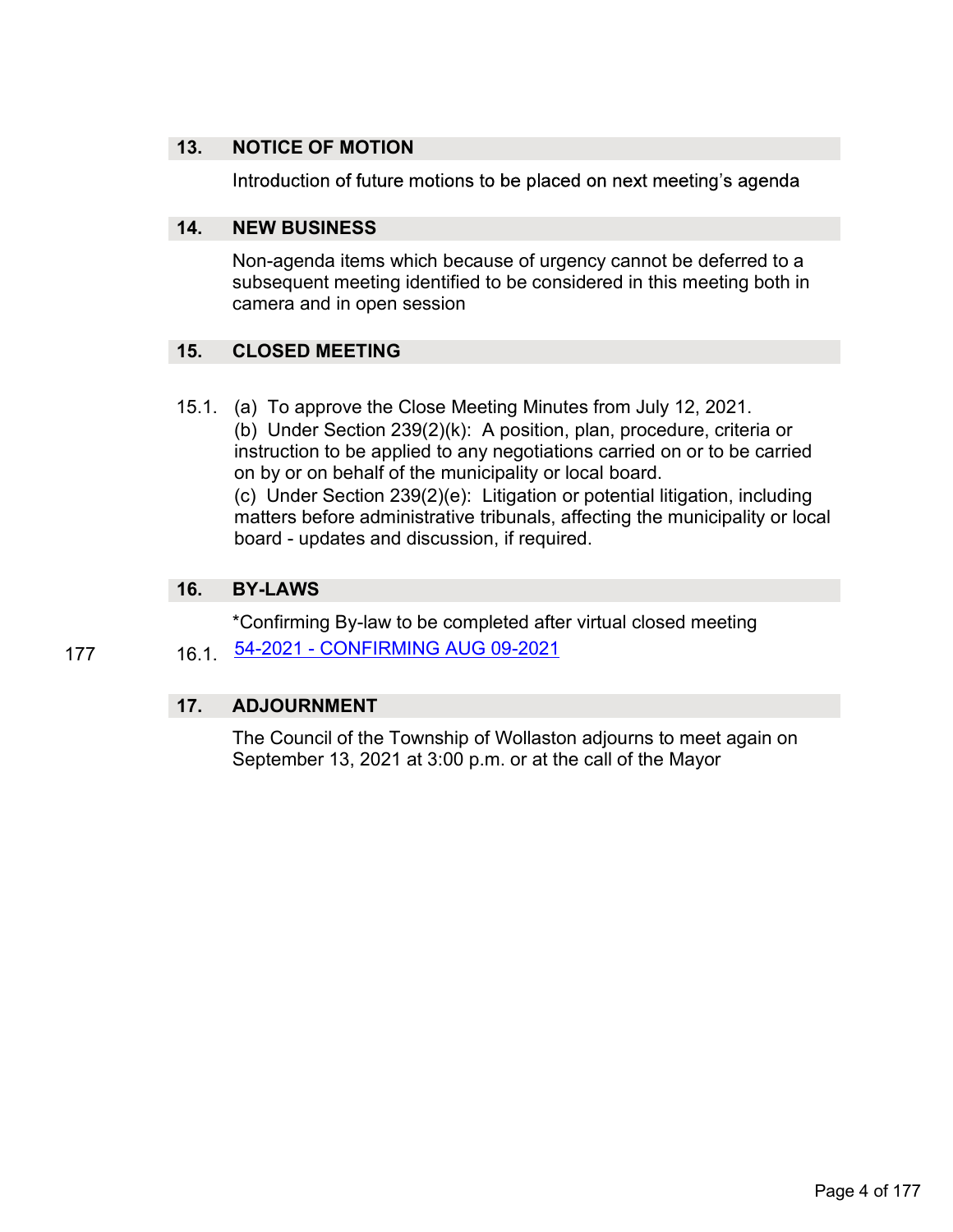## 13. NOTICE OF MOTION

Introduction of future motions to be placed on next meeting's agenda

## 14. NEW BUSINESS

Non-agenda items which because of urgency cannot be deferred to a subsequent meeting identified to be considered in this meeting both in camera and in open session

## 15. CLOSED MEETING

15.1. (a) To approve the Close Meeting Minutes from July 12, 2021.
(b) Under Section 239(2)(k): A position, plan, procedure, criteria or instruction to be applied to any negotiations carried on or to be carried on by or on behalf of the municipality or local board.
(c) Under Section 239(2)(e): Litigation or potential litigation, including matters before administrative tribunals, affecting the municipality or local board - updates and discussion, if required.

## 16. BY-LAWS

*Confirming By-law to be completed after virtual closed meeting

177 16.1. 54-2021 - CONFIRMING AUG 09-2021

## 17. ADJOURNMENT

The Council of the Township of Wollaston adjourns to meet again on September 13, 2021 at 3:00 p.m. or at the call of the Mayor